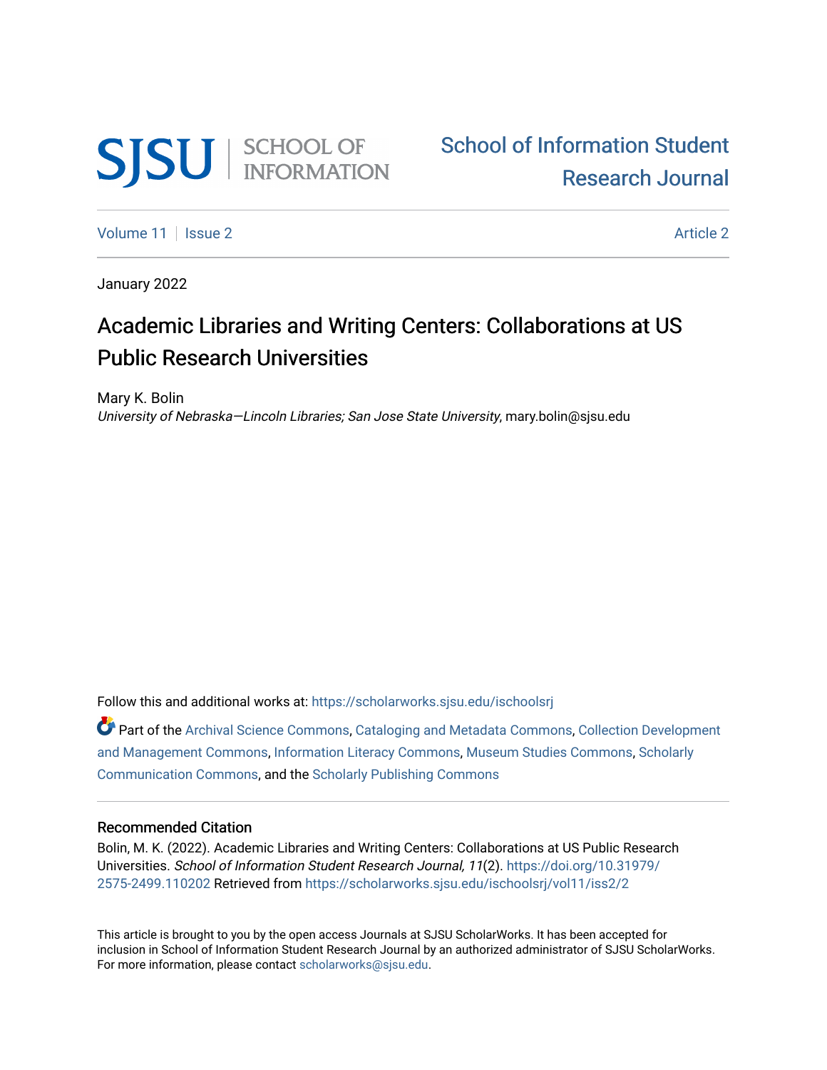SJSU | SCHOOL OF INFORMATION

School of Information Student Research Journal

Volume 11 | Issue 2 — Article 2

January 2022

# Academic Libraries and Writing Centers: Collaborations at US Public Research Universities

Mary K. Bolin
*University of Nebraska—Lincoln Libraries; San Jose State University*, mary.bolin@sjsu.edu

Follow this and additional works at: https://scholarworks.sjsu.edu/ischoolsrj

Part of the Archival Science Commons, Cataloging and Metadata Commons, Collection Development and Management Commons, Information Literacy Commons, Museum Studies Commons, Scholarly Communication Commons, and the Scholarly Publishing Commons

## Recommended Citation

Bolin, M. K. (2022). Academic Libraries and Writing Centers: Collaborations at US Public Research Universities. *School of Information Student Research Journal, 11*(2). https://doi.org/10.31979/2575-2499.110202 Retrieved from https://scholarworks.sjsu.edu/ischoolsrj/vol11/iss2/2

This article is brought to you by the open access Journals at SJSU ScholarWorks. It has been accepted for inclusion in School of Information Student Research Journal by an authorized administrator of SJSU ScholarWorks. For more information, please contact scholarworks@sjsu.edu.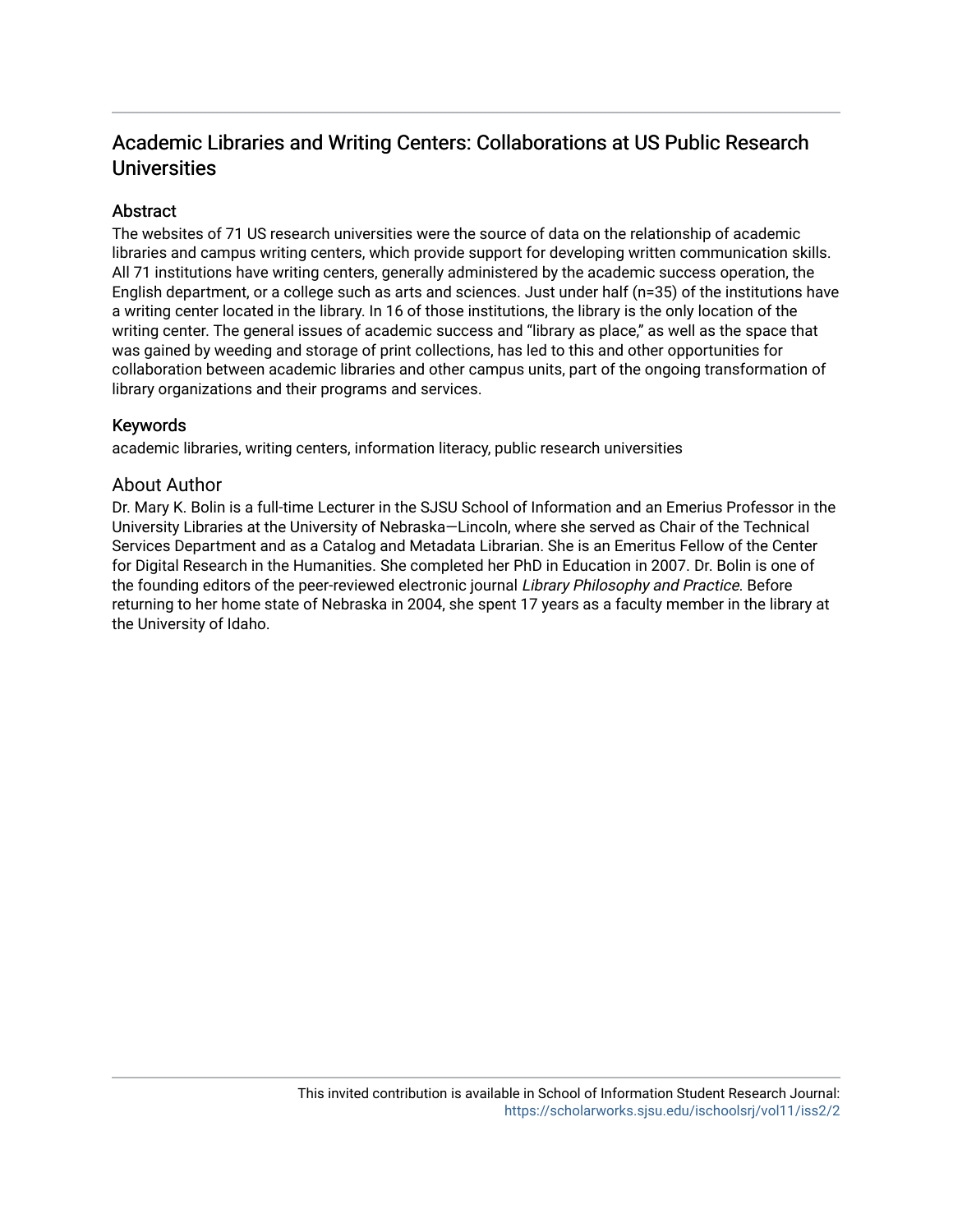# Academic Libraries and Writing Centers: Collaborations at US Public Research Universities

## Abstract

The websites of 71 US research universities were the source of data on the relationship of academic libraries and campus writing centers, which provide support for developing written communication skills. All 71 institutions have writing centers, generally administered by the academic success operation, the English department, or a college such as arts and sciences. Just under half (n=35) of the institutions have a writing center located in the library. In 16 of those institutions, the library is the only location of the writing center. The general issues of academic success and "library as place," as well as the space that was gained by weeding and storage of print collections, has led to this and other opportunities for collaboration between academic libraries and other campus units, part of the ongoing transformation of library organizations and their programs and services.

## Keywords

academic libraries, writing centers, information literacy, public research universities

## About Author

Dr. Mary K. Bolin is a full-time Lecturer in the SJSU School of Information and an Emerius Professor in the University Libraries at the University of Nebraska—Lincoln, where she served as Chair of the Technical Services Department and as a Catalog and Metadata Librarian. She is an Emeritus Fellow of the Center for Digital Research in the Humanities. She completed her PhD in Education in 2007. Dr. Bolin is one of the founding editors of the peer-reviewed electronic journal *Library Philosophy and Practice*. Before returning to her home state of Nebraska in 2004, she spent 17 years as a faculty member in the library at the University of Idaho.

This invited contribution is available in School of Information Student Research Journal: https://scholarworks.sjsu.edu/ischoolsrj/vol11/iss2/2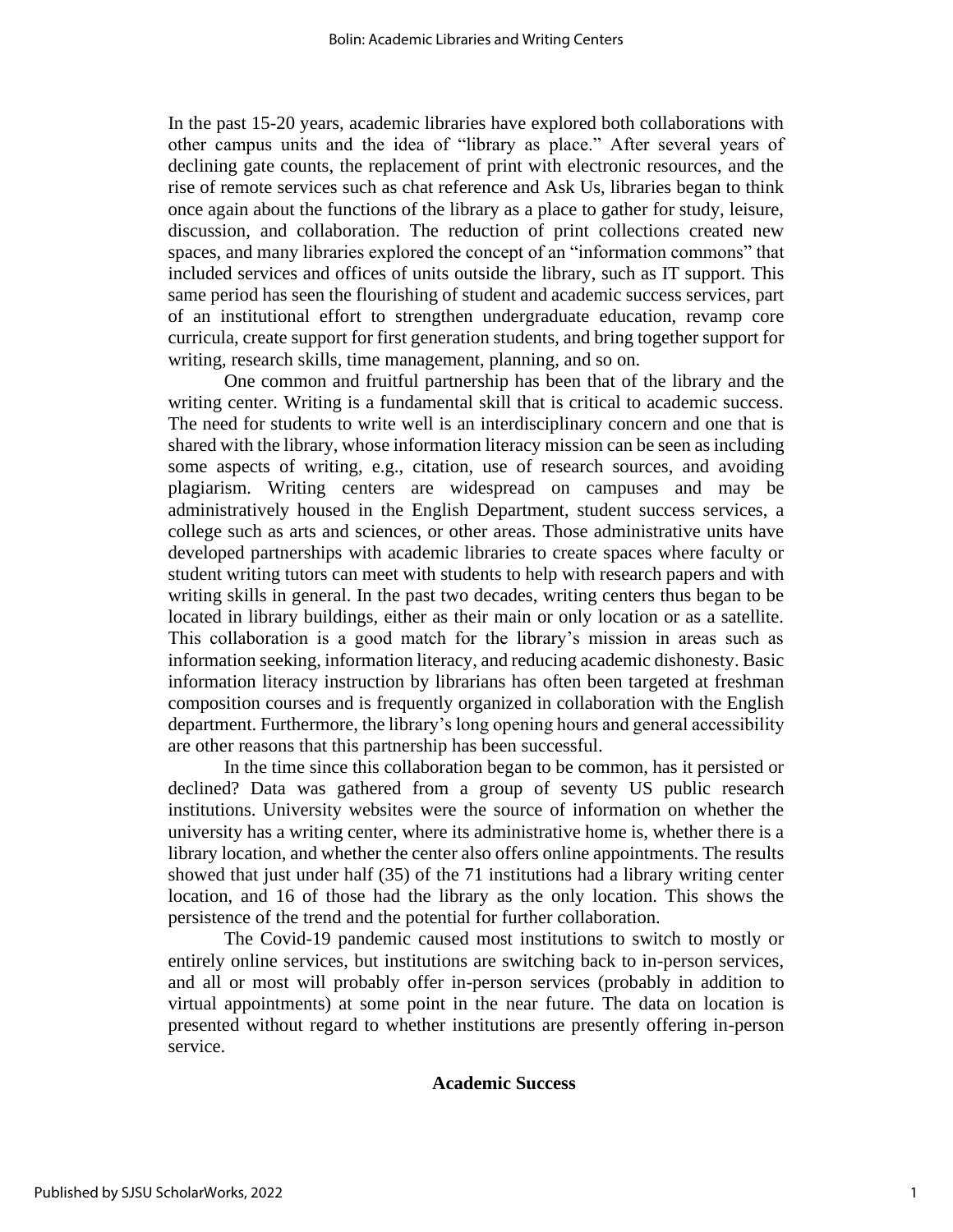In the past 15-20 years, academic libraries have explored both collaborations with other campus units and the idea of "library as place." After several years of declining gate counts, the replacement of print with electronic resources, and the rise of remote services such as chat reference and Ask Us, libraries began to think once again about the functions of the library as a place to gather for study, leisure, discussion, and collaboration. The reduction of print collections created new spaces, and many libraries explored the concept of an "information commons" that included services and offices of units outside the library, such as IT support. This same period has seen the flourishing of student and academic success services, part of an institutional effort to strengthen undergraduate education, revamp core curricula, create support for first generation students, and bring together support for writing, research skills, time management, planning, and so on.

One common and fruitful partnership has been that of the library and the writing center. Writing is a fundamental skill that is critical to academic success. The need for students to write well is an interdisciplinary concern and one that is shared with the library, whose information literacy mission can be seen as including some aspects of writing, e.g., citation, use of research sources, and avoiding plagiarism. Writing centers are widespread on campuses and may be administratively housed in the English Department, student success services, a college such as arts and sciences, or other areas. Those administrative units have developed partnerships with academic libraries to create spaces where faculty or student writing tutors can meet with students to help with research papers and with writing skills in general. In the past two decades, writing centers thus began to be located in library buildings, either as their main or only location or as a satellite. This collaboration is a good match for the library's mission in areas such as information seeking, information literacy, and reducing academic dishonesty. Basic information literacy instruction by librarians has often been targeted at freshman composition courses and is frequently organized in collaboration with the English department. Furthermore, the library's long opening hours and general accessibility are other reasons that this partnership has been successful.

In the time since this collaboration began to be common, has it persisted or declined? Data was gathered from a group of seventy US public research institutions. University websites were the source of information on whether the university has a writing center, where its administrative home is, whether there is a library location, and whether the center also offers online appointments. The results showed that just under half (35) of the 71 institutions had a library writing center location, and 16 of those had the library as the only location. This shows the persistence of the trend and the potential for further collaboration.

The Covid-19 pandemic caused most institutions to switch to mostly or entirely online services, but institutions are switching back to in-person services, and all or most will probably offer in-person services (probably in addition to virtual appointments) at some point in the near future. The data on location is presented without regard to whether institutions are presently offering in-person service.

## Academic Success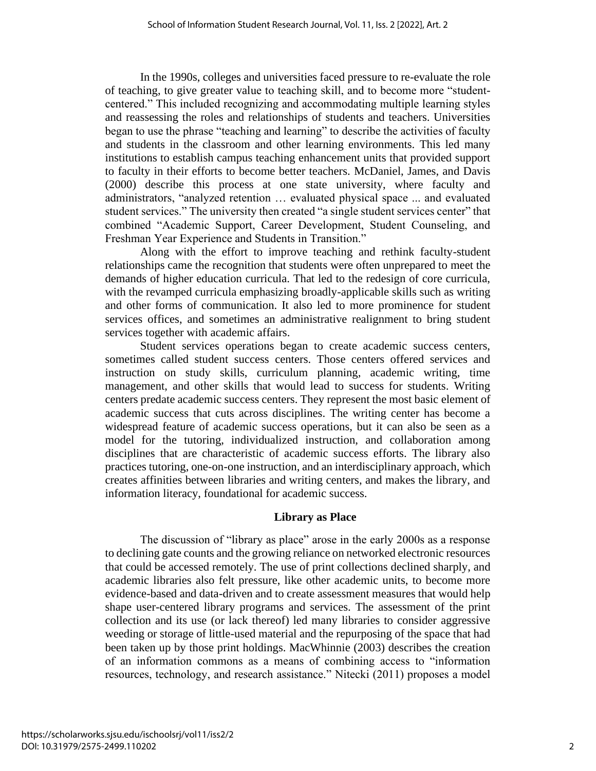In the 1990s, colleges and universities faced pressure to re-evaluate the role of teaching, to give greater value to teaching skill, and to become more "student-centered." This included recognizing and accommodating multiple learning styles and reassessing the roles and relationships of students and teachers. Universities began to use the phrase "teaching and learning" to describe the activities of faculty and students in the classroom and other learning environments. This led many institutions to establish campus teaching enhancement units that provided support to faculty in their efforts to become better teachers. McDaniel, James, and Davis (2000) describe this process at one state university, where faculty and administrators, "analyzed retention … evaluated physical space ... and evaluated student services." The university then created "a single student services center" that combined "Academic Support, Career Development, Student Counseling, and Freshman Year Experience and Students in Transition."

Along with the effort to improve teaching and rethink faculty-student relationships came the recognition that students were often unprepared to meet the demands of higher education curricula. That led to the redesign of core curricula, with the revamped curricula emphasizing broadly-applicable skills such as writing and other forms of communication. It also led to more prominence for student services offices, and sometimes an administrative realignment to bring student services together with academic affairs.

Student services operations began to create academic success centers, sometimes called student success centers. Those centers offered services and instruction on study skills, curriculum planning, academic writing, time management, and other skills that would lead to success for students. Writing centers predate academic success centers. They represent the most basic element of academic success that cuts across disciplines. The writing center has become a widespread feature of academic success operations, but it can also be seen as a model for the tutoring, individualized instruction, and collaboration among disciplines that are characteristic of academic success efforts. The library also practices tutoring, one-on-one instruction, and an interdisciplinary approach, which creates affinities between libraries and writing centers, and makes the library, and information literacy, foundational for academic success.

## Library as Place

The discussion of "library as place" arose in the early 2000s as a response to declining gate counts and the growing reliance on networked electronic resources that could be accessed remotely. The use of print collections declined sharply, and academic libraries also felt pressure, like other academic units, to become more evidence-based and data-driven and to create assessment measures that would help shape user-centered library programs and services. The assessment of the print collection and its use (or lack thereof) led many libraries to consider aggressive weeding or storage of little-used material and the repurposing of the space that had been taken up by those print holdings. MacWhinnie (2003) describes the creation of an information commons as a means of combining access to "information resources, technology, and research assistance." Nitecki (2011) proposes a model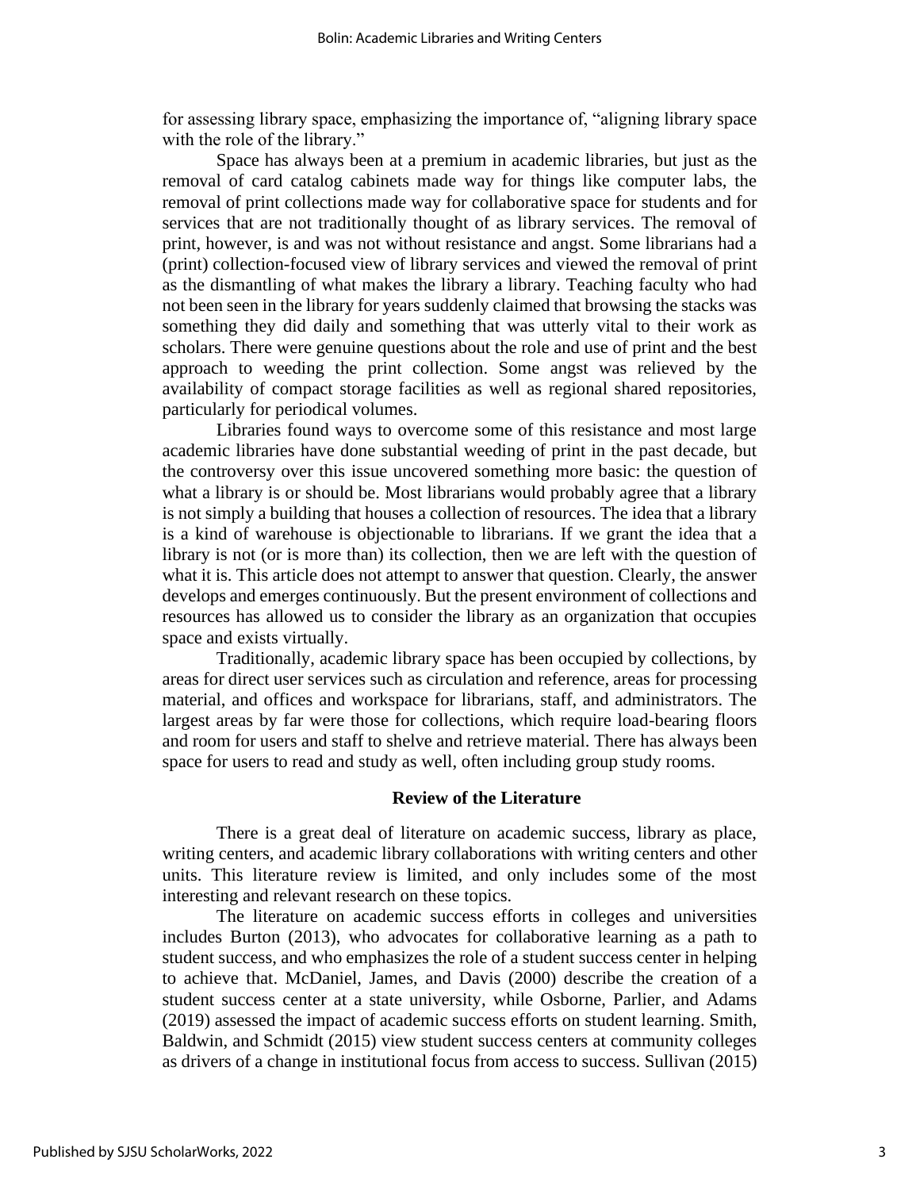for assessing library space, emphasizing the importance of, "aligning library space with the role of the library."

Space has always been at a premium in academic libraries, but just as the removal of card catalog cabinets made way for things like computer labs, the removal of print collections made way for collaborative space for students and for services that are not traditionally thought of as library services. The removal of print, however, is and was not without resistance and angst. Some librarians had a (print) collection-focused view of library services and viewed the removal of print as the dismantling of what makes the library a library. Teaching faculty who had not been seen in the library for years suddenly claimed that browsing the stacks was something they did daily and something that was utterly vital to their work as scholars. There were genuine questions about the role and use of print and the best approach to weeding the print collection. Some angst was relieved by the availability of compact storage facilities as well as regional shared repositories, particularly for periodical volumes.

Libraries found ways to overcome some of this resistance and most large academic libraries have done substantial weeding of print in the past decade, but the controversy over this issue uncovered something more basic: the question of what a library is or should be. Most librarians would probably agree that a library is not simply a building that houses a collection of resources. The idea that a library is a kind of warehouse is objectionable to librarians. If we grant the idea that a library is not (or is more than) its collection, then we are left with the question of what it is. This article does not attempt to answer that question. Clearly, the answer develops and emerges continuously. But the present environment of collections and resources has allowed us to consider the library as an organization that occupies space and exists virtually.

Traditionally, academic library space has been occupied by collections, by areas for direct user services such as circulation and reference, areas for processing material, and offices and workspace for librarians, staff, and administrators. The largest areas by far were those for collections, which require load-bearing floors and room for users and staff to shelve and retrieve material. There has always been space for users to read and study as well, often including group study rooms.

## Review of the Literature

There is a great deal of literature on academic success, library as place, writing centers, and academic library collaborations with writing centers and other units. This literature review is limited, and only includes some of the most interesting and relevant research on these topics.

The literature on academic success efforts in colleges and universities includes Burton (2013), who advocates for collaborative learning as a path to student success, and who emphasizes the role of a student success center in helping to achieve that. McDaniel, James, and Davis (2000) describe the creation of a student success center at a state university, while Osborne, Parlier, and Adams (2019) assessed the impact of academic success efforts on student learning. Smith, Baldwin, and Schmidt (2015) view student success centers at community colleges as drivers of a change in institutional focus from access to success. Sullivan (2015)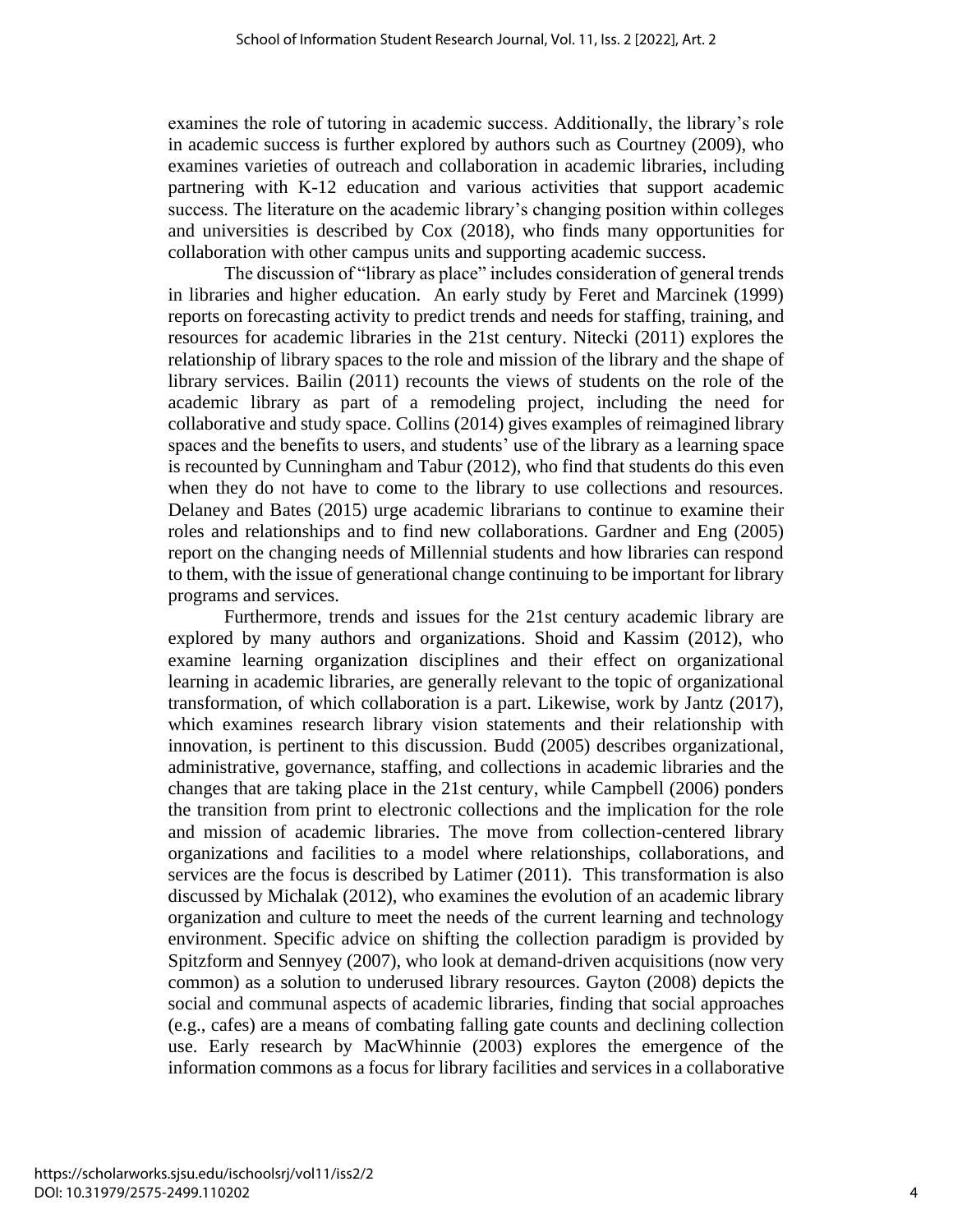examines the role of tutoring in academic success. Additionally, the library's role in academic success is further explored by authors such as Courtney (2009), who examines varieties of outreach and collaboration in academic libraries, including partnering with K-12 education and various activities that support academic success. The literature on the academic library's changing position within colleges and universities is described by Cox (2018), who finds many opportunities for collaboration with other campus units and supporting academic success.

The discussion of "library as place" includes consideration of general trends in libraries and higher education. An early study by Feret and Marcinek (1999) reports on forecasting activity to predict trends and needs for staffing, training, and resources for academic libraries in the 21st century. Nitecki (2011) explores the relationship of library spaces to the role and mission of the library and the shape of library services. Bailin (2011) recounts the views of students on the role of the academic library as part of a remodeling project, including the need for collaborative and study space. Collins (2014) gives examples of reimagined library spaces and the benefits to users, and students' use of the library as a learning space is recounted by Cunningham and Tabur (2012), who find that students do this even when they do not have to come to the library to use collections and resources. Delaney and Bates (2015) urge academic librarians to continue to examine their roles and relationships and to find new collaborations. Gardner and Eng (2005) report on the changing needs of Millennial students and how libraries can respond to them, with the issue of generational change continuing to be important for library programs and services.

Furthermore, trends and issues for the 21st century academic library are explored by many authors and organizations. Shoid and Kassim (2012), who examine learning organization disciplines and their effect on organizational learning in academic libraries, are generally relevant to the topic of organizational transformation, of which collaboration is a part. Likewise, work by Jantz (2017), which examines research library vision statements and their relationship with innovation, is pertinent to this discussion. Budd (2005) describes organizational, administrative, governance, staffing, and collections in academic libraries and the changes that are taking place in the 21st century, while Campbell (2006) ponders the transition from print to electronic collections and the implication for the role and mission of academic libraries. The move from collection-centered library organizations and facilities to a model where relationships, collaborations, and services are the focus is described by Latimer (2011). This transformation is also discussed by Michalak (2012), who examines the evolution of an academic library organization and culture to meet the needs of the current learning and technology environment. Specific advice on shifting the collection paradigm is provided by Spitzform and Sennyey (2007), who look at demand-driven acquisitions (now very common) as a solution to underused library resources. Gayton (2008) depicts the social and communal aspects of academic libraries, finding that social approaches (e.g., cafes) are a means of combating falling gate counts and declining collection use. Early research by MacWhinnie (2003) explores the emergence of the information commons as a focus for library facilities and services in a collaborative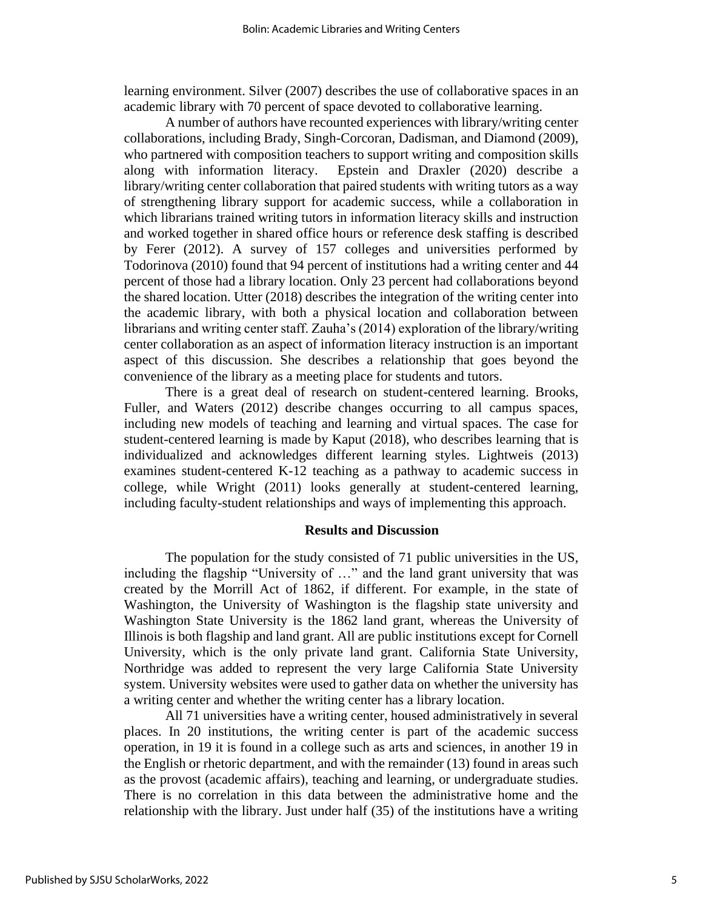learning environment. Silver (2007) describes the use of collaborative spaces in an academic library with 70 percent of space devoted to collaborative learning.

A number of authors have recounted experiences with library/writing center collaborations, including Brady, Singh-Corcoran, Dadisman, and Diamond (2009), who partnered with composition teachers to support writing and composition skills along with information literacy. Epstein and Draxler (2020) describe a library/writing center collaboration that paired students with writing tutors as a way of strengthening library support for academic success, while a collaboration in which librarians trained writing tutors in information literacy skills and instruction and worked together in shared office hours or reference desk staffing is described by Ferer (2012). A survey of 157 colleges and universities performed by Todorinova (2010) found that 94 percent of institutions had a writing center and 44 percent of those had a library location. Only 23 percent had collaborations beyond the shared location. Utter (2018) describes the integration of the writing center into the academic library, with both a physical location and collaboration between librarians and writing center staff. Zauha's (2014) exploration of the library/writing center collaboration as an aspect of information literacy instruction is an important aspect of this discussion. She describes a relationship that goes beyond the convenience of the library as a meeting place for students and tutors.

There is a great deal of research on student-centered learning. Brooks, Fuller, and Waters (2012) describe changes occurring to all campus spaces, including new models of teaching and learning and virtual spaces. The case for student-centered learning is made by Kaput (2018), who describes learning that is individualized and acknowledges different learning styles. Lightweis (2013) examines student-centered K-12 teaching as a pathway to academic success in college, while Wright (2011) looks generally at student-centered learning, including faculty-student relationships and ways of implementing this approach.

## Results and Discussion

The population for the study consisted of 71 public universities in the US, including the flagship "University of …" and the land grant university that was created by the Morrill Act of 1862, if different. For example, in the state of Washington, the University of Washington is the flagship state university and Washington State University is the 1862 land grant, whereas the University of Illinois is both flagship and land grant. All are public institutions except for Cornell University, which is the only private land grant. California State University, Northridge was added to represent the very large California State University system. University websites were used to gather data on whether the university has a writing center and whether the writing center has a library location.

All 71 universities have a writing center, housed administratively in several places. In 20 institutions, the writing center is part of the academic success operation, in 19 it is found in a college such as arts and sciences, in another 19 in the English or rhetoric department, and with the remainder (13) found in areas such as the provost (academic affairs), teaching and learning, or undergraduate studies. There is no correlation in this data between the administrative home and the relationship with the library. Just under half (35) of the institutions have a writing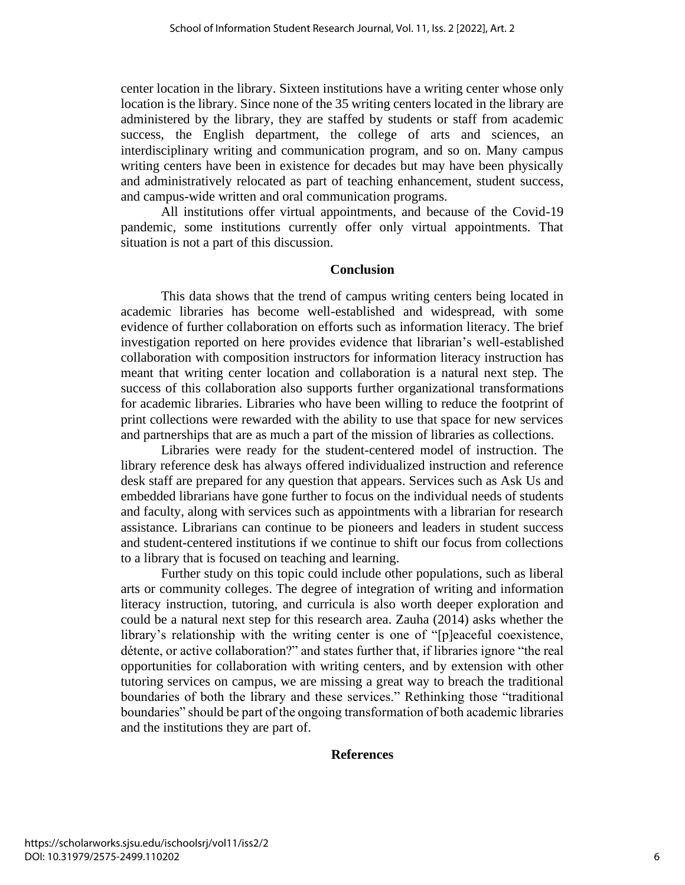center location in the library. Sixteen institutions have a writing center whose only location is the library. Since none of the 35 writing centers located in the library are administered by the library, they are staffed by students or staff from academic success, the English department, the college of arts and sciences, an interdisciplinary writing and communication program, and so on. Many campus writing centers have been in existence for decades but may have been physically and administratively relocated as part of teaching enhancement, student success, and campus-wide written and oral communication programs.

All institutions offer virtual appointments, and because of the Covid-19 pandemic, some institutions currently offer only virtual appointments. That situation is not a part of this discussion.

## Conclusion

This data shows that the trend of campus writing centers being located in academic libraries has become well-established and widespread, with some evidence of further collaboration on efforts such as information literacy. The brief investigation reported on here provides evidence that librarian's well-established collaboration with composition instructors for information literacy instruction has meant that writing center location and collaboration is a natural next step. The success of this collaboration also supports further organizational transformations for academic libraries. Libraries who have been willing to reduce the footprint of print collections were rewarded with the ability to use that space for new services and partnerships that are as much a part of the mission of libraries as collections.

Libraries were ready for the student-centered model of instruction. The library reference desk has always offered individualized instruction and reference desk staff are prepared for any question that appears. Services such as Ask Us and embedded librarians have gone further to focus on the individual needs of students and faculty, along with services such as appointments with a librarian for research assistance. Librarians can continue to be pioneers and leaders in student success and student-centered institutions if we continue to shift our focus from collections to a library that is focused on teaching and learning.

Further study on this topic could include other populations, such as liberal arts or community colleges. The degree of integration of writing and information literacy instruction, tutoring, and curricula is also worth deeper exploration and could be a natural next step for this research area. Zauha (2014) asks whether the library's relationship with the writing center is one of "[p]eaceful coexistence, détente, or active collaboration?" and states further that, if libraries ignore "the real opportunities for collaboration with writing centers, and by extension with other tutoring services on campus, we are missing a great way to breach the traditional boundaries of both the library and these services." Rethinking those "traditional boundaries" should be part of the ongoing transformation of both academic libraries and the institutions they are part of.

## References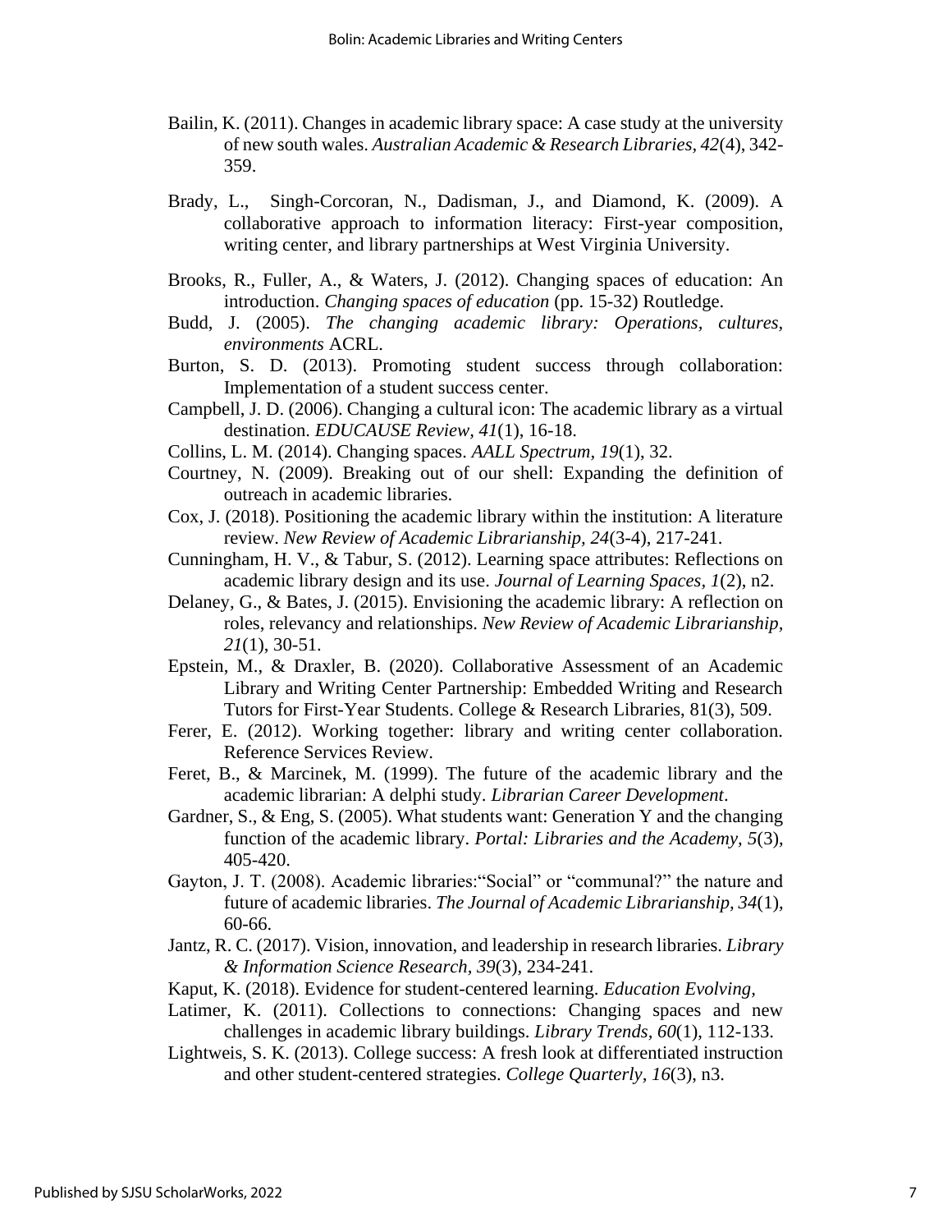Bailin, K. (2011). Changes in academic library space: A case study at the university of new south wales. *Australian Academic & Research Libraries, 42*(4), 342-359.

Brady, L., Singh-Corcoran, N., Dadisman, J., and Diamond, K. (2009). A collaborative approach to information literacy: First-year composition, writing center, and library partnerships at West Virginia University.

Brooks, R., Fuller, A., & Waters, J. (2012). Changing spaces of education: An introduction. *Changing spaces of education* (pp. 15-32) Routledge.

Budd, J. (2005). *The changing academic library: Operations, cultures, environments* ACRL.

Burton, S. D. (2013). Promoting student success through collaboration: Implementation of a student success center.

Campbell, J. D. (2006). Changing a cultural icon: The academic library as a virtual destination. *EDUCAUSE Review, 41*(1), 16-18.

Collins, L. M. (2014). Changing spaces. *AALL Spectrum, 19*(1), 32.

Courtney, N. (2009). Breaking out of our shell: Expanding the definition of outreach in academic libraries.

Cox, J. (2018). Positioning the academic library within the institution: A literature review. *New Review of Academic Librarianship, 24*(3-4), 217-241.

Cunningham, H. V., & Tabur, S. (2012). Learning space attributes: Reflections on academic library design and its use. *Journal of Learning Spaces, 1*(2), n2.

Delaney, G., & Bates, J. (2015). Envisioning the academic library: A reflection on roles, relevancy and relationships. *New Review of Academic Librarianship, 21*(1), 30-51.

Epstein, M., & Draxler, B. (2020). Collaborative Assessment of an Academic Library and Writing Center Partnership: Embedded Writing and Research Tutors for First-Year Students. College & Research Libraries, 81(3), 509.

Ferer, E. (2012). Working together: library and writing center collaboration. Reference Services Review.

Feret, B., & Marcinek, M. (1999). The future of the academic library and the academic librarian: A delphi study. *Librarian Career Development*.

Gardner, S., & Eng, S. (2005). What students want: Generation Y and the changing function of the academic library. *Portal: Libraries and the Academy, 5*(3), 405-420.

Gayton, J. T. (2008). Academic libraries:"Social" or "communal?" the nature and future of academic libraries. *The Journal of Academic Librarianship, 34*(1), 60-66.

Jantz, R. C. (2017). Vision, innovation, and leadership in research libraries. *Library & Information Science Research, 39*(3), 234-241.

Kaput, K. (2018). Evidence for student-centered learning. *Education Evolving,*

Latimer, K. (2011). Collections to connections: Changing spaces and new challenges in academic library buildings. *Library Trends, 60*(1), 112-133.

Lightweis, S. K. (2013). College success: A fresh look at differentiated instruction and other student-centered strategies. *College Quarterly, 16*(3), n3.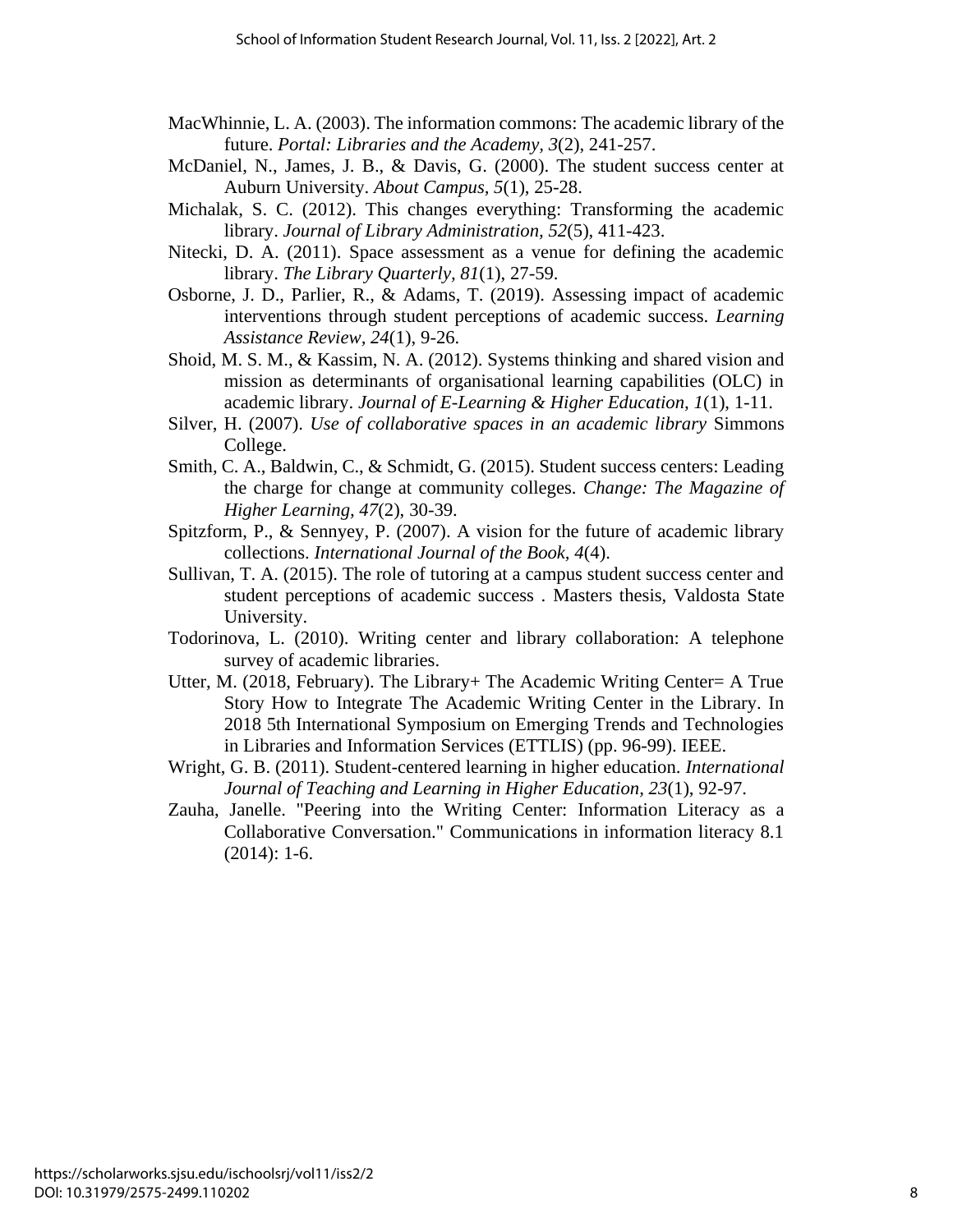MacWhinnie, L. A. (2003). The information commons: The academic library of the future. *Portal: Libraries and the Academy, 3*(2), 241-257.

McDaniel, N., James, J. B., & Davis, G. (2000). The student success center at Auburn University. *About Campus, 5*(1), 25-28.

Michalak, S. C. (2012). This changes everything: Transforming the academic library. *Journal of Library Administration, 52*(5), 411-423.

Nitecki, D. A. (2011). Space assessment as a venue for defining the academic library. *The Library Quarterly, 81*(1), 27-59.

Osborne, J. D., Parlier, R., & Adams, T. (2019). Assessing impact of academic interventions through student perceptions of academic success. *Learning Assistance Review, 24*(1), 9-26.

Shoid, M. S. M., & Kassim, N. A. (2012). Systems thinking and shared vision and mission as determinants of organisational learning capabilities (OLC) in academic library. *Journal of E-Learning & Higher Education, 1*(1), 1-11.

Silver, H. (2007). *Use of collaborative spaces in an academic library* Simmons College.

Smith, C. A., Baldwin, C., & Schmidt, G. (2015). Student success centers: Leading the charge for change at community colleges. *Change: The Magazine of Higher Learning, 47*(2), 30-39.

Spitzform, P., & Sennyey, P. (2007). A vision for the future of academic library collections. *International Journal of the Book, 4*(4).

Sullivan, T. A. (2015). The role of tutoring at a campus student success center and student perceptions of academic success . Masters thesis, Valdosta State University.

Todorinova, L. (2010). Writing center and library collaboration: A telephone survey of academic libraries.

Utter, M. (2018, February). The Library+ The Academic Writing Center= A True Story How to Integrate The Academic Writing Center in the Library. In 2018 5th International Symposium on Emerging Trends and Technologies in Libraries and Information Services (ETTLIS) (pp. 96-99). IEEE.

Wright, G. B. (2011). Student-centered learning in higher education. *International Journal of Teaching and Learning in Higher Education, 23*(1), 92-97.

Zauha, Janelle. "Peering into the Writing Center: Information Literacy as a Collaborative Conversation." Communications in information literacy 8.1 (2014): 1-6.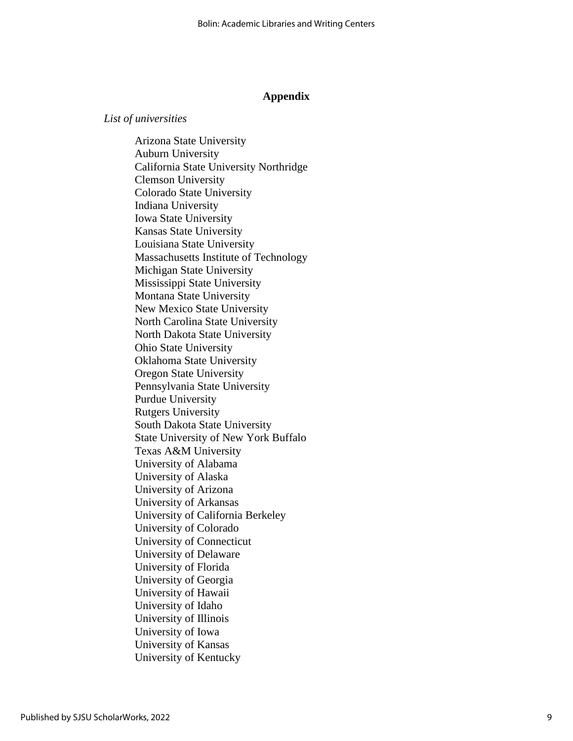## Appendix

*List of universities*

Arizona State University
Auburn University
California State University Northridge
Clemson University
Colorado State University
Indiana University
Iowa State University
Kansas State University
Louisiana State University
Massachusetts Institute of Technology
Michigan State University
Mississippi State University
Montana State University
New Mexico State University
North Carolina State University
North Dakota State University
Ohio State University
Oklahoma State University
Oregon State University
Pennsylvania State University
Purdue University
Rutgers University
South Dakota State University
State University of New York Buffalo
Texas A&M University
University of Alabama
University of Alaska
University of Arizona
University of Arkansas
University of California Berkeley
University of Colorado
University of Connecticut
University of Delaware
University of Florida
University of Georgia
University of Hawaii
University of Idaho
University of Illinois
University of Iowa
University of Kansas
University of Kentucky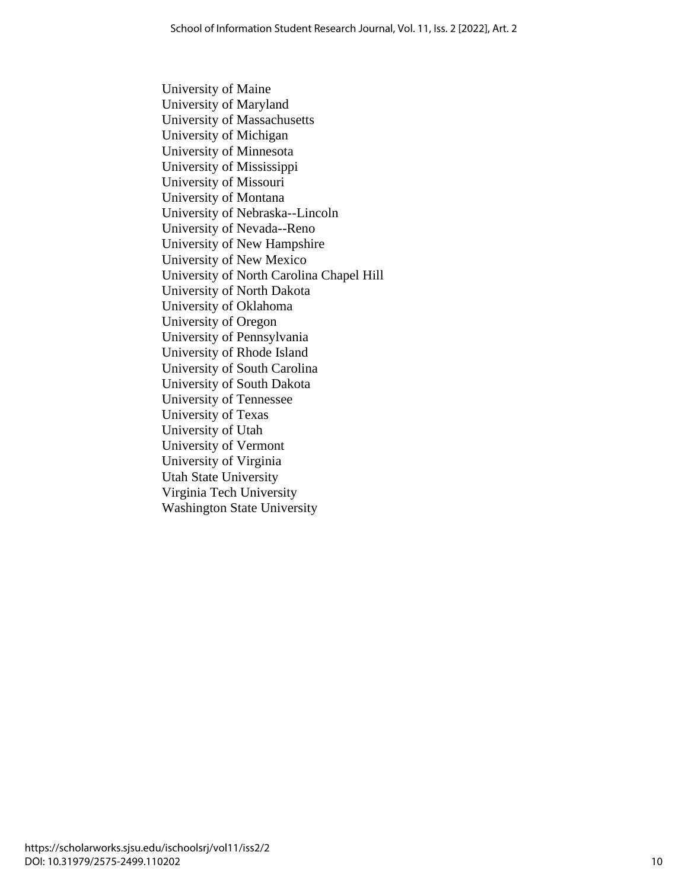University of Maine
University of Maryland
University of Massachusetts
University of Michigan
University of Minnesota
University of Mississippi
University of Missouri
University of Montana
University of Nebraska--Lincoln
University of Nevada--Reno
University of New Hampshire
University of New Mexico
University of North Carolina Chapel Hill
University of North Dakota
University of Oklahoma
University of Oregon
University of Pennsylvania
University of Rhode Island
University of South Carolina
University of South Dakota
University of Tennessee
University of Texas
University of Utah
University of Vermont
University of Virginia
Utah State University
Virginia Tech University
Washington State University